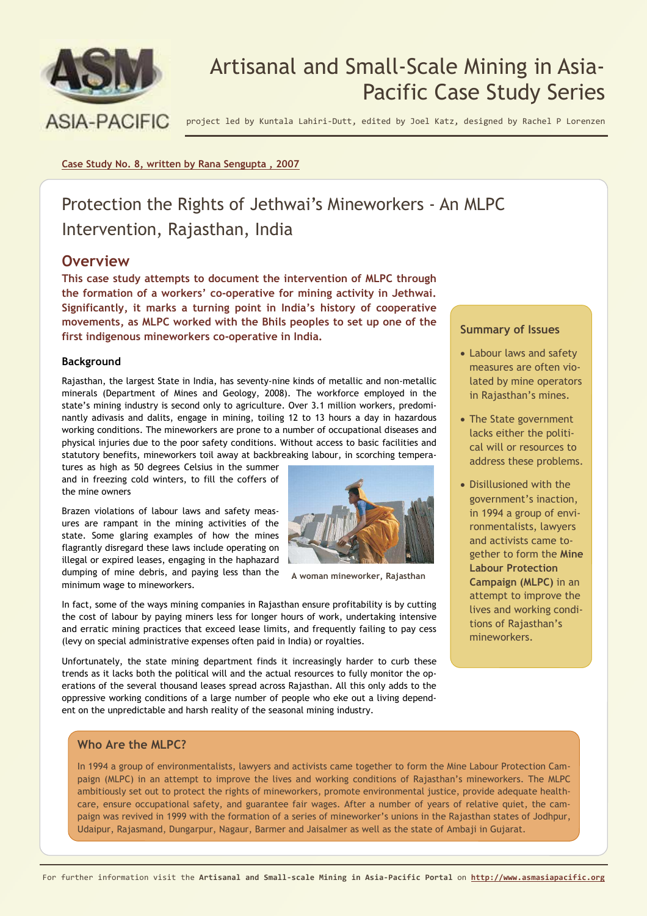# Artisanal and Small-Scale Mining in Asia-Pacific Case Study Series

project led by Kuntala Lahiri-Dutt, edited by Joel Katz, designed by Rachel P Lorenzen

Case Study No. 8, written by Rana Sengupta , 2007

## Protection the Rights of Jethwai's Mineworkers - An MLPC Intervention, Rajasthan, India

## Overview

**This case study attempts to document the intervention of MLPC through the formation of a workers' co-operative for mining activity in Jethwai. Significantly, it marks a turning point in India's history of cooperative movements, as MLPC worked with the Bhils peoples to set up one of the first indigenous mineworkers co-operative in India.**

### Background

Rajasthan, the largest State in India, has seventy-nine kinds of metallic and non-metallic minerals (Department of Mines and Geology, 2008). The workforce employed in the state's mining industry is second only to agriculture. Over 3.1 million workers, predominantly adivasis and dalits, engage in mining, toiling 12 to 13 hours a day in hazardous working conditions. The mineworkers are prone to a number of occupational diseases and physical injuries due to the poor safety conditions. Without access to basic facilities and statutory benefits, mineworkers toil away at backbreaking labour, in scorching temperatures as high as 50 degrees Celsius in the summer and in freezing cold winters, to fill the coffers of the mine owners

A woman mineworker, Rajasthan

Brazen violations of labour laws and safety measures are rampant in the mining activities of the state. Some glaring examples of how the mines flagrantly disregard these laws include operating on illegal or expired leases, engaging in the haphazard dumping of mine debris, and paying less than the minimum wage to mineworkers.

In fact, some of the ways mining companies in Rajasthan ensure profitability is by cutting the cost of labour by paying miners less for longer hours of work, undertaking intensive and erratic mining practices that exceed lease limits, and frequently failing to pay cess (levy on special administrative expenses often paid in India) or royalties.

Unfortunately, the state mining department finds it increasingly harder to curb these trends as it lacks both the political will and the actual resources to fully monitor the operations of the several thousand leases spread across Rajasthan. All this only adds to the oppressive working conditions of a large number of people who eke out a living dependent on the unpredictable and harsh reality of the seasonal mining industry.

### Summary of Issues

- Labour laws and safety measures are often violated by mine operators in Rajasthan's mines.
- The State government lacks either the political will or resources to address these problems.
- Disillusioned with the government's inaction, in 1994 a group of environmentalists, lawyers and activists came together to form the **Mine Labour Protection Campaign (MLPC)** in an attempt to improve the lives and working conditions of Rajasthan's mineworkers.

### Who Are the MLPC?

In 1994 a group of environmentalists, lawyers and activists came together to form the Mine Labour Protection Campaign (MLPC) in an attempt to improve the lives and working conditions of Rajasthan's mineworkers. The MLPC ambitiously set out to protect the rights of mineworkers, promote environmental justice, provide adequate healthcare, ensure occupational safety, and guarantee fair wages. After a number of years of relative quiet, the campaign was revived in 1999 with the formation of a series of mineworker's unions in the Rajasthan states of Jodhpur, Udaipur, Rajasmand, Dungarpur, Nagaur, Barmer and Jaisalmer as well as the state of Ambaji in Gujarat.

For further information visit the **Artisanal and Small-scale Mining in Asia-Pacific Portal** on **http://www.asmasiapacific.org**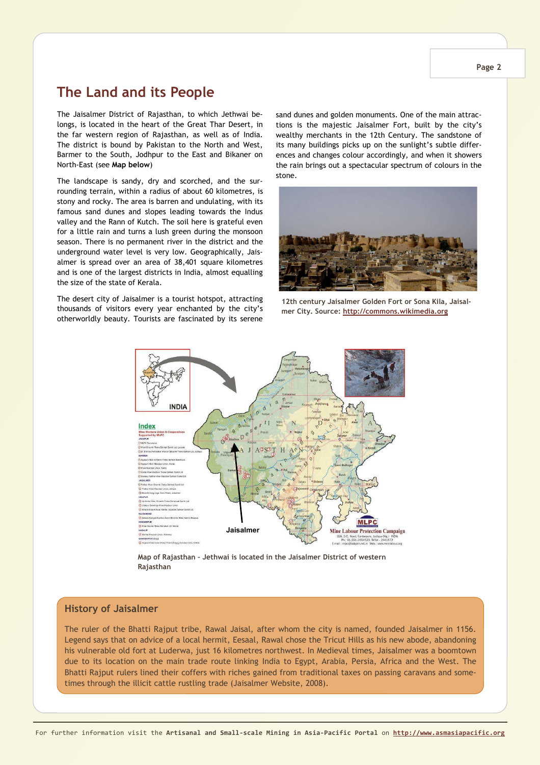## The Land and its People

The Jaisalmer District of Rajasthan, to which Jethwai belongs, is located in the heart of the Great Thar Desert, in the far western region of Rajasthan, as well as of India. The district is bound by Pakistan to the North and West, Barmer to the South, Jodhpur to the East and Bikaner on North-East (see **Map below**)

The landscape is sandy, dry and scorched, and the surrounding terrain, within a radius of about 60 kilometres, is stony and rocky. The area is barren and undulating, with its famous sand dunes and slopes leading towards the Indus valley and the Rann of Kutch. The soil here is grateful even for a little rain and turns a lush green during the monsoon season. There is no permanent river in the district and the underground water level is very low. Geographically, Jaisalmer is spread over an area of 38,401 square kilometres and is one of the largest districts in India, almost equalling the size of the state of Kerala.

The desert city of Jaisalmer is a tourist hotspot, attracting thousands of visitors every year enchanted by the city's otherworldly beauty. Tourists are fascinated by its serene sand dunes and golden monuments. One of the main attractions is the majestic Jaisalmer Fort, built by the city's wealthy merchants in the 12th Century. The sandstone of its many buildings picks up on the sunlight's subtle differences and changes colour accordingly, and when it showers the rain brings out a spectacular spectrum of colours in the stone.

**12th century Jaisalmer Golden Fort or Sona Kila, Jaisalmer City. Source: http://commons.wikimedia.org**

**Map of Rajasthan - Jethwai is located in the Jaisalmer District of western Rajasthan**

### History of Jaisalmer

The ruler of the Bhatti Rajput tribe, Rawal Jaisal, after whom the city is named, founded Jaisalmer in 1156. Legend says that on advice of a local hermit, Eesaal, Rawal chose the Tricut Hills as his new abode, abandoning his vulnerable old fort at Luderwa, just 16 kilometres northwest. In Medieval times, Jaisalmer was a boomtown due to its location on the main trade route linking India to Egypt, Arabia, Persia, Africa and the West. The Bhatti Rajput rulers lined their coffers with riches gained from traditional taxes on passing caravans and sometimes through the illicit cattle rustling trade (Jaisalmer Website, 2008).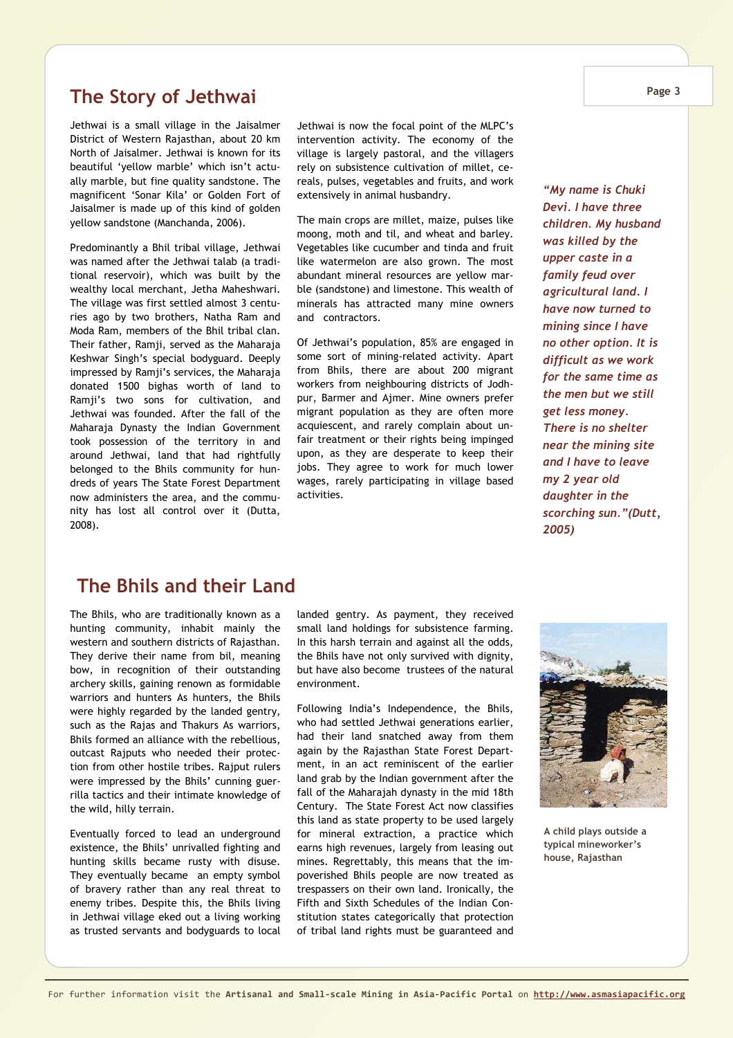## The Story of Jethwai

Jethwai is a small village in the Jaisalmer District of Western Rajasthan, about 20 km North of Jaisalmer. Jethwai is known for its beautiful 'yellow marble' which isn't actually marble, but fine quality sandstone. The magnificent 'Sonar Kila' or Golden Fort of Jaisalmer is made up of this kind of golden yellow sandstone (Manchanda, 2006).

Predominantly a Bhil tribal village, Jethwai was named after the Jethwai talab (a traditional reservoir), which was built by the wealthy local merchant, Jetha Maheshwari. The village was first settled almost 3 centuries ago by two brothers, Natha Ram and Moda Ram, members of the Bhil tribal clan. Their father, Ramji, served as the Maharaja Keshwar Singh's special bodyguard. Deeply impressed by Ramji's services, the Maharaja donated 1500 bighas worth of land to Ramji's two sons for cultivation, and Jethwai was founded. After the fall of the Maharaja Dynasty the Indian Government took possession of the territory in and around Jethwai, land that had rightfully belonged to the Bhils community for hundreds of years The State Forest Department now administers the area, and the community has lost all control over it (Dutta, 2008).

Jethwai is now the focal point of the MLPC's intervention activity. The economy of the village is largely pastoral, and the villagers rely on subsistence cultivation of millet, cereals, pulses, vegetables and fruits, and work extensively in animal husbandry.

The main crops are millet, maize, pulses like moong, moth and til, and wheat and barley. Vegetables like cucumber and tinda and fruit like watermelon are also grown. The most abundant mineral resources are yellow marble (sandstone) and limestone. This wealth of minerals has attracted many mine owners and contractors.

Of Jethwai's population, 85% are engaged in some sort of mining-related activity. Apart from Bhils, there are about 200 migrant workers from neighbouring districts of Jodhpur, Barmer and Ajmer. Mine owners prefer migrant population as they are often more acquiescent, and rarely complain about unfair treatment or their rights being impinged upon, as they are desperate to keep their jobs. They agree to work for much lower wages, rarely participating in village based activities.

*"My name is Chuki Devi. I have three children. My husband was killed by the upper caste in a family feud over agricultural land. I have now turned to mining since I have no other option. It is difficult as we work for the same time as the men but we still get less money. There is no shelter near the mining site and I have to leave my 2 year old daughter in the scorching sun."(Dutt, 2005)*

## The Bhils and their Land

The Bhils, who are traditionally known as a hunting community, inhabit mainly the western and southern districts of Rajasthan. They derive their name from bil, meaning bow, in recognition of their outstanding archery skills, gaining renown as formidable warriors and hunters As hunters, the Bhils were highly regarded by the landed gentry, such as the Rajas and Thakurs As warriors, Bhils formed an alliance with the rebellious, outcast Rajputs who needed their protection from other hostile tribes. Rajput rulers were impressed by the Bhils' cunning guerrilla tactics and their intimate knowledge of the wild, hilly terrain.

Eventually forced to lead an underground existence, the Bhils' unrivalled fighting and hunting skills became rusty with disuse. They eventually became an empty symbol of bravery rather than any real threat to enemy tribes. Despite this, the Bhils living in Jethwai village eked out a living working as trusted servants and bodyguards to local landed gentry. As payment, they received small land holdings for subsistence farming. In this harsh terrain and against all the odds, the Bhils have not only survived with dignity, but have also become trustees of the natural environment.

Following India's Independence, the Bhils, who had settled Jethwai generations earlier, had their land snatched away from them again by the Rajasthan State Forest Department, in an act reminiscent of the earlier land grab by the Indian government after the fall of the Maharajah dynasty in the mid 18th Century. The State Forest Act now classifies this land as state property to be used largely for mineral extraction, a practice which earns high revenues, largely from leasing out mines. Regrettably, this means that the impoverished Bhils people are now treated as trespassers on their own land. Ironically, the Fifth and Sixth Schedules of the Indian Constitution states categorically that protection of tribal land rights must be guaranteed and

A child plays outside a typical mineworker's house, Rajasthan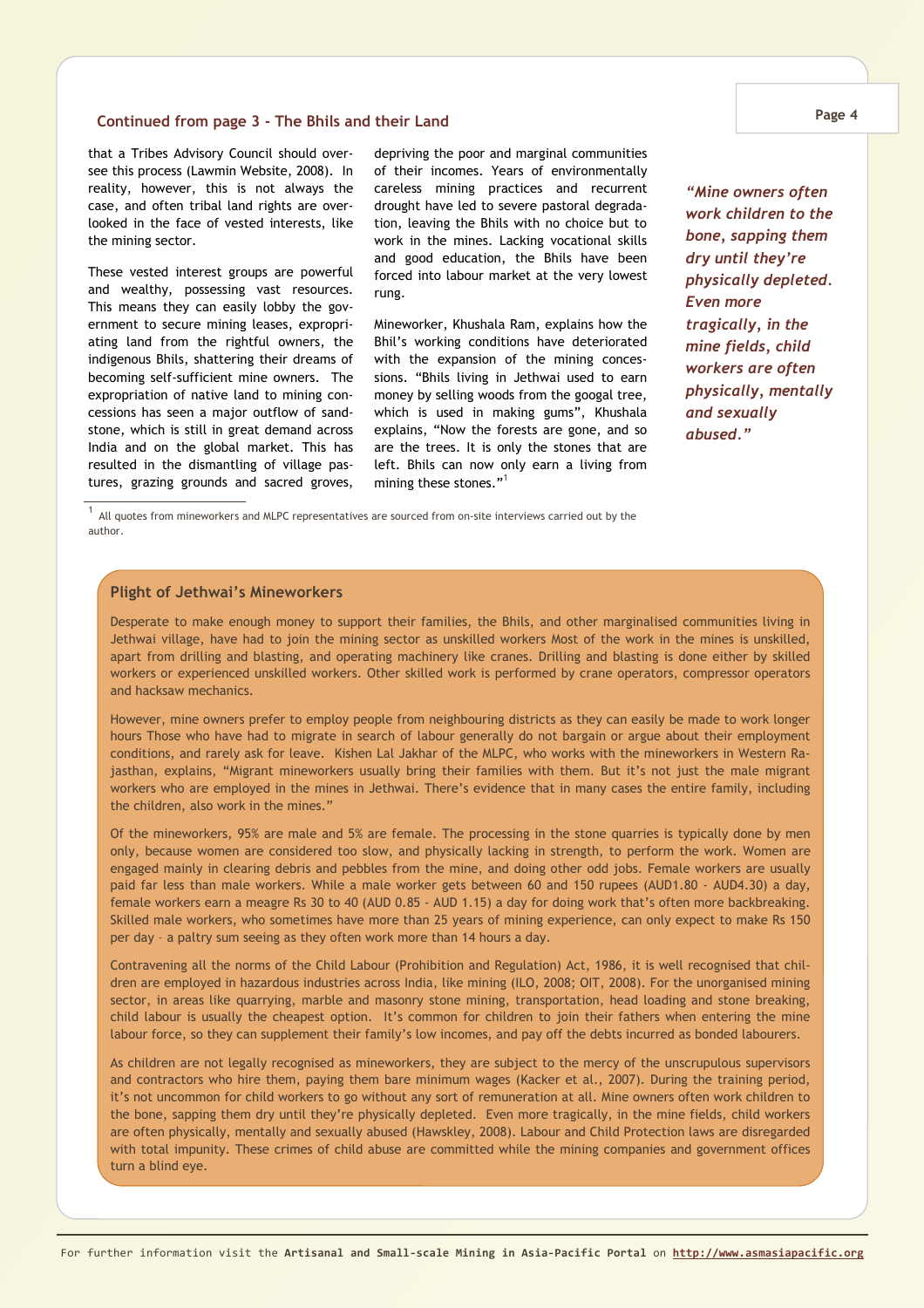## Continued from page 3 - The Bhils and their Land

that a Tribes Advisory Council should oversee this process (Lawmin Website, 2008). In reality, however, this is not always the case, and often tribal land rights are overlooked in the face of vested interests, like the mining sector.

These vested interest groups are powerful and wealthy, possessing vast resources. This means they can easily lobby the government to secure mining leases, expropriating land from the rightful owners, the indigenous Bhils, shattering their dreams of becoming self-sufficient mine owners. The expropriation of native land to mining concessions has seen a major outflow of sandstone, which is still in great demand across India and on the global market. This has resulted in the dismantling of village pastures, grazing grounds and sacred groves, depriving the poor and marginal communities of their incomes. Years of environmentally careless mining practices and recurrent drought have led to severe pastoral degradation, leaving the Bhils with no choice but to work in the mines. Lacking vocational skills and good education, the Bhils have been forced into labour market at the very lowest rung.

Mineworker, Khushala Ram, explains how the Bhil's working conditions have deteriorated with the expansion of the mining concessions. "Bhils living in Jethwai used to earn money by selling woods from the googal tree, which is used in making gums", Khushala explains, "Now the forests are gone, and so are the trees. It is only the stones that are left. Bhils can now only earn a living from mining these stones."[1]

> ***"Mine owners often work children to the bone, sapping them dry until they're physically depleted. Even more tragically, in the mine fields, child workers are often physically, mentally and sexually abused."***

[1] All quotes from mineworkers and MLPC representatives are sourced from on-site interviews carried out by the author.

### Plight of Jethwai's Mineworkers

Desperate to make enough money to support their families, the Bhils, and other marginalised communities living in Jethwai village, have had to join the mining sector as unskilled workers Most of the work in the mines is unskilled, apart from drilling and blasting, and operating machinery like cranes. Drilling and blasting is done either by skilled workers or experienced unskilled workers. Other skilled work is performed by crane operators, compressor operators and hacksaw mechanics.

However, mine owners prefer to employ people from neighbouring districts as they can easily be made to work longer hours Those who have had to migrate in search of labour generally do not bargain or argue about their employment conditions, and rarely ask for leave. Kishen Lal Jakhar of the MLPC, who works with the mineworkers in Western Rajasthan, explains, "Migrant mineworkers usually bring their families with them. But it's not just the male migrant workers who are employed in the mines in Jethwai. There's evidence that in many cases the entire family, including the children, also work in the mines."

Of the mineworkers, 95% are male and 5% are female. The processing in the stone quarries is typically done by men only, because women are considered too slow, and physically lacking in strength, to perform the work. Women are engaged mainly in clearing debris and pebbles from the mine, and doing other odd jobs. Female workers are usually paid far less than male workers. While a male worker gets between 60 and 150 rupees (AUD1.80 - AUD4.30) a day, female workers earn a meagre Rs 30 to 40 (AUD 0.85 - AUD 1.15) a day for doing work that's often more backbreaking. Skilled male workers, who sometimes have more than 25 years of mining experience, can only expect to make Rs 150 per day – a paltry sum seeing as they often work more than 14 hours a day.

Contravening all the norms of the Child Labour (Prohibition and Regulation) Act, 1986, it is well recognised that children are employed in hazardous industries across India, like mining (ILO, 2008; OIT, 2008). For the unorganised mining sector, in areas like quarrying, marble and masonry stone mining, transportation, head loading and stone breaking, child labour is usually the cheapest option. It's common for children to join their fathers when entering the mine labour force, so they can supplement their family's low incomes, and pay off the debts incurred as bonded labourers.

As children are not legally recognised as mineworkers, they are subject to the mercy of the unscrupulous supervisors and contractors who hire them, paying them bare minimum wages (Kacker et al., 2007). During the training period, it's not uncommon for child workers to go without any sort of remuneration at all. Mine owners often work children to the bone, sapping them dry until they're physically depleted. Even more tragically, in the mine fields, child workers are often physically, mentally and sexually abused (Hawskley, 2008). Labour and Child Protection laws are disregarded with total impunity. These crimes of child abuse are committed while the mining companies and government offices turn a blind eye.

For further information visit the **Artisanal and Small-scale Mining in Asia-Pacific Portal** on **http://www.asmasiapacific.org**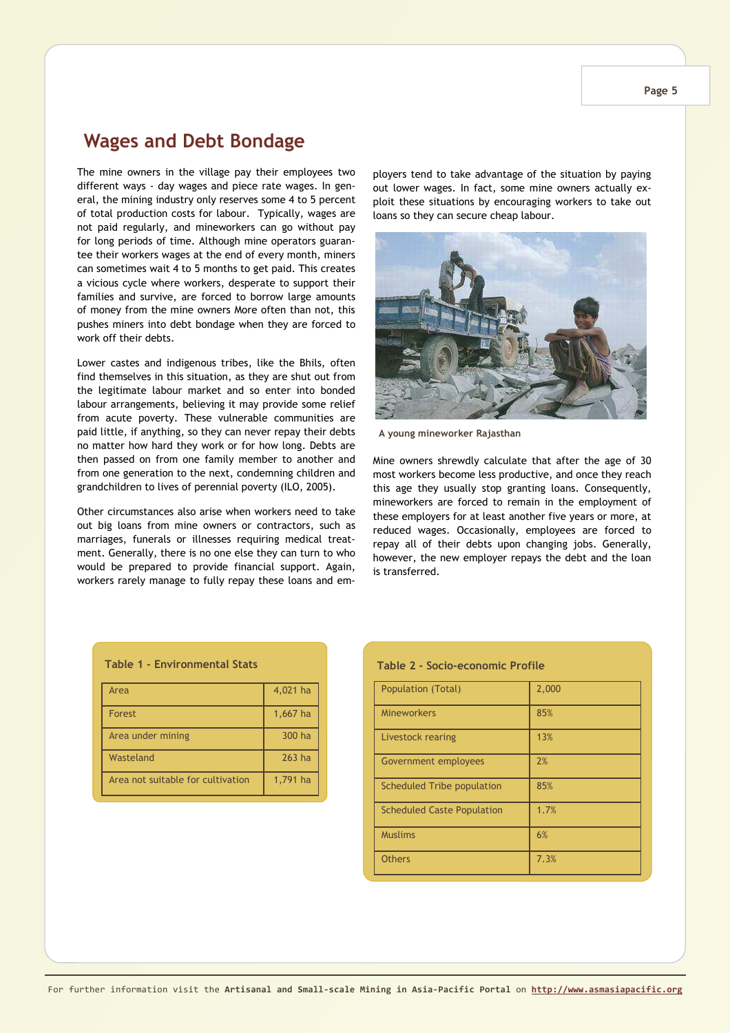## Wages and Debt Bondage

The mine owners in the village pay their employees two different ways - day wages and piece rate wages. In general, the mining industry only reserves some 4 to 5 percent of total production costs for labour. Typically, wages are not paid regularly, and mineworkers can go without pay for long periods of time. Although mine operators guarantee their workers wages at the end of every month, miners can sometimes wait 4 to 5 months to get paid. This creates a vicious cycle where workers, desperate to support their families and survive, are forced to borrow large amounts of money from the mine owners More often than not, this pushes miners into debt bondage when they are forced to work off their debts.

Lower castes and indigenous tribes, like the Bhils, often find themselves in this situation, as they are shut out from the legitimate labour market and so enter into bonded labour arrangements, believing it may provide some relief from acute poverty. These vulnerable communities are paid little, if anything, so they can never repay their debts no matter how hard they work or for how long. Debts are then passed on from one family member to another and from one generation to the next, condemning children and grandchildren to lives of perennial poverty (ILO, 2005).

Other circumstances also arise when workers need to take out big loans from mine owners or contractors, such as marriages, funerals or illnesses requiring medical treatment. Generally, there is no one else they can turn to who would be prepared to provide financial support. Again, workers rarely manage to fully repay these loans and employers tend to take advantage of the situation by paying out lower wages. In fact, some mine owners actually exploit these situations by encouraging workers to take out loans so they can secure cheap labour.

A young mineworker Rajasthan

Mine owners shrewdly calculate that after the age of 30 most workers become less productive, and once they reach this age they usually stop granting loans. Consequently, mineworkers are forced to remain in the employment of these employers for at least another five years or more, at reduced wages. Occasionally, employees are forced to repay all of their debts upon changing jobs. Generally, however, the new employer repays the debt and the loan is transferred.

### Table 1 - Environmental Stats

| | |
|---|---|
| Area | 4,021 ha |
| Forest | 1,667 ha |
| Area under mining | 300 ha |
| Wasteland | 263 ha |
| Area not suitable for cultivation | 1,791 ha |

### Table 2 - Socio-economic Profile

| | |
|---|---|
| Population (Total) | 2,000 |
| Mineworkers | 85% |
| Livestock rearing | 13% |
| Government employees | 2% |
| Scheduled Tribe population | 85% |
| Scheduled Caste Population | 1.7% |
| Muslims | 6% |
| Others | 7.3% |

For further information visit the **Artisanal and Small-scale Mining in Asia-Pacific Portal** on **http://www.asmasiapacific.org**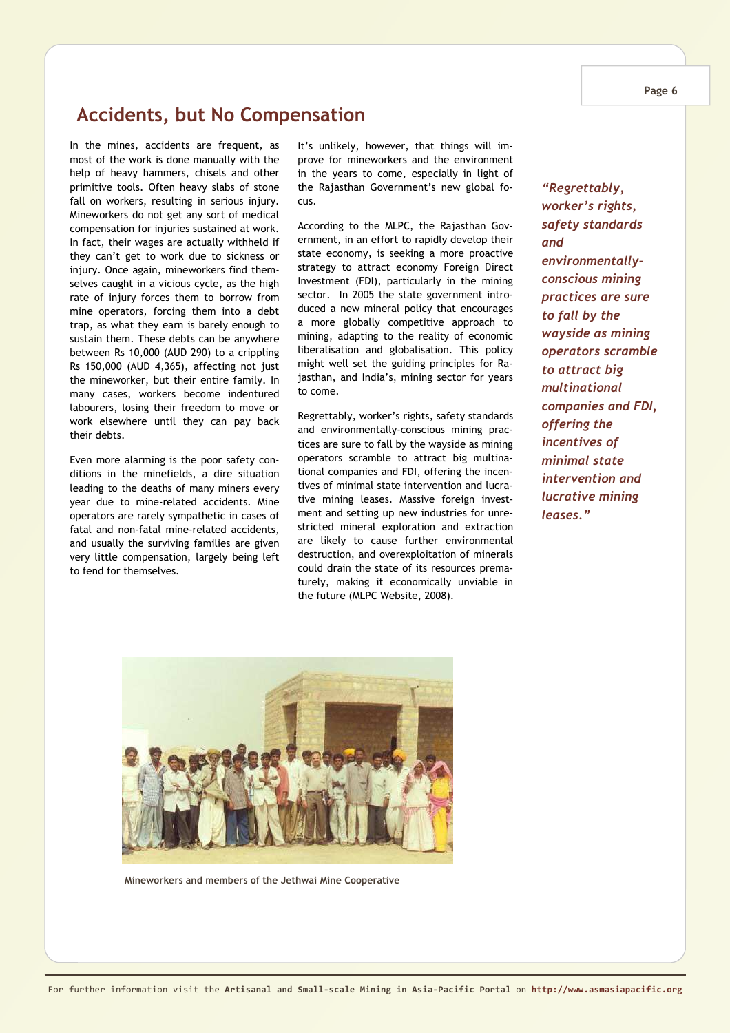## Accidents, but No Compensation

In the mines, accidents are frequent, as most of the work is done manually with the help of heavy hammers, chisels and other primitive tools. Often heavy slabs of stone fall on workers, resulting in serious injury. Mineworkers do not get any sort of medical compensation for injuries sustained at work. In fact, their wages are actually withheld if they can't get to work due to sickness or injury. Once again, mineworkers find themselves caught in a vicious cycle, as the high rate of injury forces them to borrow from mine operators, forcing them into a debt trap, as what they earn is barely enough to sustain them. These debts can be anywhere between Rs 10,000 (AUD 290) to a crippling Rs 150,000 (AUD 4,365), affecting not just the mineworker, but their entire family. In many cases, workers become indentured labourers, losing their freedom to move or work elsewhere until they can pay back their debts.

Even more alarming is the poor safety conditions in the minefields, a dire situation leading to the deaths of many miners every year due to mine-related accidents. Mine operators are rarely sympathetic in cases of fatal and non-fatal mine-related accidents, and usually the surviving families are given very little compensation, largely being left to fend for themselves.

It's unlikely, however, that things will improve for mineworkers and the environment in the years to come, especially in light of the Rajasthan Government's new global focus.

According to the MLPC, the Rajasthan Government, in an effort to rapidly develop their state economy, is seeking a more proactive strategy to attract economy Foreign Direct Investment (FDI), particularly in the mining sector. In 2005 the state government introduced a new mineral policy that encourages a more globally competitive approach to mining, adapting to the reality of economic liberalisation and globalisation. This policy might well set the guiding principles for Rajasthan, and India's, mining sector for years to come.

Regrettably, worker's rights, safety standards and environmentally-conscious mining practices are sure to fall by the wayside as mining operators scramble to attract big multinational companies and FDI, offering the incentives of minimal state intervention and lucrative mining leases. Massive foreign investment and setting up new industries for unrestricted mineral exploration and extraction are likely to cause further environmental destruction, and overexploitation of minerals could drain the state of its resources prematurely, making it economically unviable in the future (MLPC Website, 2008).

***"Regrettably, worker's rights, safety standards and environmentally-conscious mining practices are sure to fall by the wayside as mining operators scramble to attract big multinational companies and FDI, offering the incentives of minimal state intervention and lucrative mining leases."***

**Mineworkers and members of the Jethwai Mine Cooperative**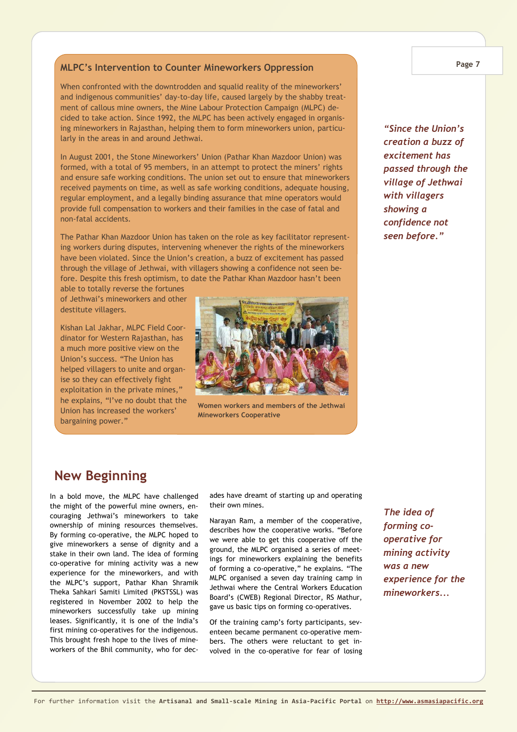## MLPC's Intervention to Counter Mineworkers Oppression

When confronted with the downtrodden and squalid reality of the mineworkers' and indigenous communities' day-to-day life, caused largely by the shabby treatment of callous mine owners, the Mine Labour Protection Campaign (MLPC) decided to take action. Since 1992, the MLPC has been actively engaged in organising mineworkers in Rajasthan, helping them to form mineworkers union, particularly in the areas in and around Jethwai.

In August 2001, the Stone Mineworkers' Union (Pathar Khan Mazdoor Union) was formed, with a total of 95 members, in an attempt to protect the miners' rights and ensure safe working conditions. The union set out to ensure that mineworkers received payments on time, as well as safe working conditions, adequate housing, regular employment, and a legally binding assurance that mine operators would provide full compensation to workers and their families in the case of fatal and non-fatal accidents.

The Pathar Khan Mazdoor Union has taken on the role as key facilitator representing workers during disputes, intervening whenever the rights of the mineworkers have been violated. Since the Union's creation, a buzz of excitement has passed through the village of Jethwai, with villagers showing a confidence not seen before. Despite this fresh optimism, to date the Pathar Khan Mazdoor hasn't been able to totally reverse the fortunes of Jethwai's mineworkers and other destitute villagers.

Kishan Lal Jakhar, MLPC Field Coordinator for Western Rajasthan, has a much more positive view on the Union's success. "The Union has helped villagers to unite and organise so they can effectively fight exploitation in the private mines," he explains, "I've no doubt that the Union has increased the workers' bargaining power."

Women workers and members of the Jethwai Mineworkers Cooperative

*"Since the Union's creation a buzz of excitement has passed through the village of Jethwai with villagers showing a confidence not seen before."*

## New Beginning

In a bold move, the MLPC have challenged the might of the powerful mine owners, encouraging Jethwai's mineworkers to take ownership of mining resources themselves. By forming co-operative, the MLPC hoped to give mineworkers a sense of dignity and a stake in their own land. The idea of forming co-operative for mining activity was a new experience for the mineworkers, and with the MLPC's support, Pathar Khan Shramik Theka Sahkari Samiti Limited (PKSTSSL) was registered in November 2002 to help the mineworkers successfully take up mining leases. Significantly, it is one of the India's first mining co-operatives for the indigenous. This brought fresh hope to the lives of mineworkers of the Bhil community, who for decades have dreamt of starting up and operating their own mines.

Narayan Ram, a member of the cooperative, describes how the cooperative works. "Before we were able to get this cooperative off the ground, the MLPC organised a series of meetings for mineworkers explaining the benefits of forming a co-operative," he explains. "The MLPC organised a seven day training camp in Jethwai where the Central Workers Education Board's (CWEB) Regional Director, RS Mathur, gave us basic tips on forming co-operatives.

Of the training camp's forty participants, seventeen became permanent co-operative members. The others were reluctant to get involved in the co-operative for fear of losing

*The idea of forming co-operative for mining activity was a new experience for the mineworkers...*

For further information visit the **Artisanal and Small-scale Mining in Asia-Pacific Portal** on http://www.asmasiapacific.org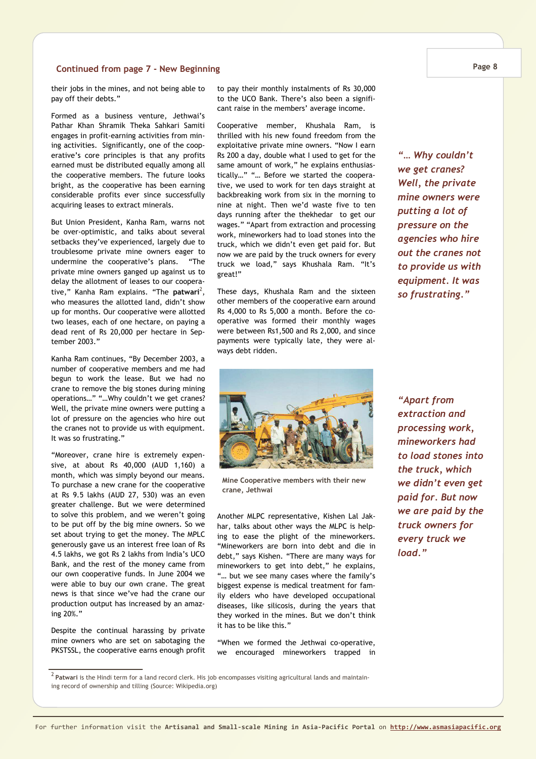## Continued from page 7 - New Beginning

their jobs in the mines, and not being able to pay off their debts."

Formed as a business venture, Jethwai's Pathar Khan Shramik Theka Sahkari Samiti engages in profit-earning activities from mining activities. Significantly, one of the cooperative's core principles is that any profits earned must be distributed equally among all the cooperative members. The future looks bright, as the cooperative has been earning considerable profits ever since successfully acquiring leases to extract minerals.

But Union President, Kanha Ram, warns not be over-optimistic, and talks about several setbacks they've experienced, largely due to troublesome private mine owners eager to undermine the cooperative's plans. "The private mine owners ganged up against us to delay the allotment of leases to our cooperative," Kanha Ram explains. "The **patwari**[2], who measures the allotted land, didn't show up for months. Our cooperative were allotted two leases, each of one hectare, on paying a dead rent of Rs 20,000 per hectare in September 2003."

Kanha Ram continues, "By December 2003, a number of cooperative members and me had begun to work the lease. But we had no crane to remove the big stones during mining operations…" "…Why couldn't we get cranes? Well, the private mine owners were putting a lot of pressure on the agencies who hire out the cranes not to provide us with equipment. It was so frustrating."

"Moreover, crane hire is extremely expensive, at about Rs 40,000 (AUD 1,160) a month, which was simply beyond our means. To purchase a new crane for the cooperative at Rs 9.5 lakhs (AUD 27, 530) was an even greater challenge. But we were determined to solve this problem, and we weren't going to be put off by the big mine owners. So we set about trying to get the money. The MPLC generously gave us an interest free loan of Rs 4.5 lakhs, we got Rs 2 lakhs from India's UCO Bank, and the rest of the money came from our own cooperative funds. In June 2004 we were able to buy our own crane. The great news is that since we've had the crane our production output has increased by an amazing 20%."

Despite the continual harassing by private mine owners who are set on sabotaging the PKSTSSL, the cooperative earns enough profit to pay their monthly instalments of Rs 30,000 to the UCO Bank. There's also been a significant raise in the members' average income.

Cooperative member, Khushala Ram, is thrilled with his new found freedom from the exploitative private mine owners. "Now I earn Rs 200 a day, double what I used to get for the same amount of work," he explains enthusiastically…" "… Before we started the cooperative, we used to work for ten days straight at backbreaking work from six in the morning to nine at night. Then we'd waste five to ten days running after the thekhedar to get our wages." "Apart from extraction and processing work, mineworkers had to load stones into the truck, which we didn't even get paid for. But now we are paid by the truck owners for every truck we load," says Khushala Ram. "It's great!"

These days, Khushala Ram and the sixteen other members of the cooperative earn around Rs 4,000 to Rs 5,000 a month. Before the cooperative was formed their monthly wages were between Rs1,500 and Rs 2,000, and since payments were typically late, they were always debt ridden.

Mine Cooperative members with their new crane, Jethwai

Another MLPC representative, Kishen Lal Jakhar, talks about other ways the MLPC is helping to ease the plight of the mineworkers. "Mineworkers are born into debt and die in debt," says Kishen. "There are many ways for mineworkers to get into debt," he explains, "… but we see many cases where the family's biggest expense is medical treatment for family elders who have developed occupational diseases, like silicosis, during the years that they worked in the mines. But we don't think it has to be like this."

"When we formed the Jethwai co-operative, we encouraged mineworkers trapped in

*"… Why couldn't we get cranes? Well, the private mine owners were putting a lot of pressure on the agencies who hire out the cranes not to provide us with equipment. It was so frustrating."*

*"Apart from extraction and processing work, mineworkers had to load stones into the truck, which we didn't even get paid for. But now we are paid by the truck owners for every truck we load."*

[2] **Patwari** is the Hindi term for a land record clerk. His job encompasses visiting agricultural lands and maintaining record of ownership and tilling (Source: Wikipedia.org)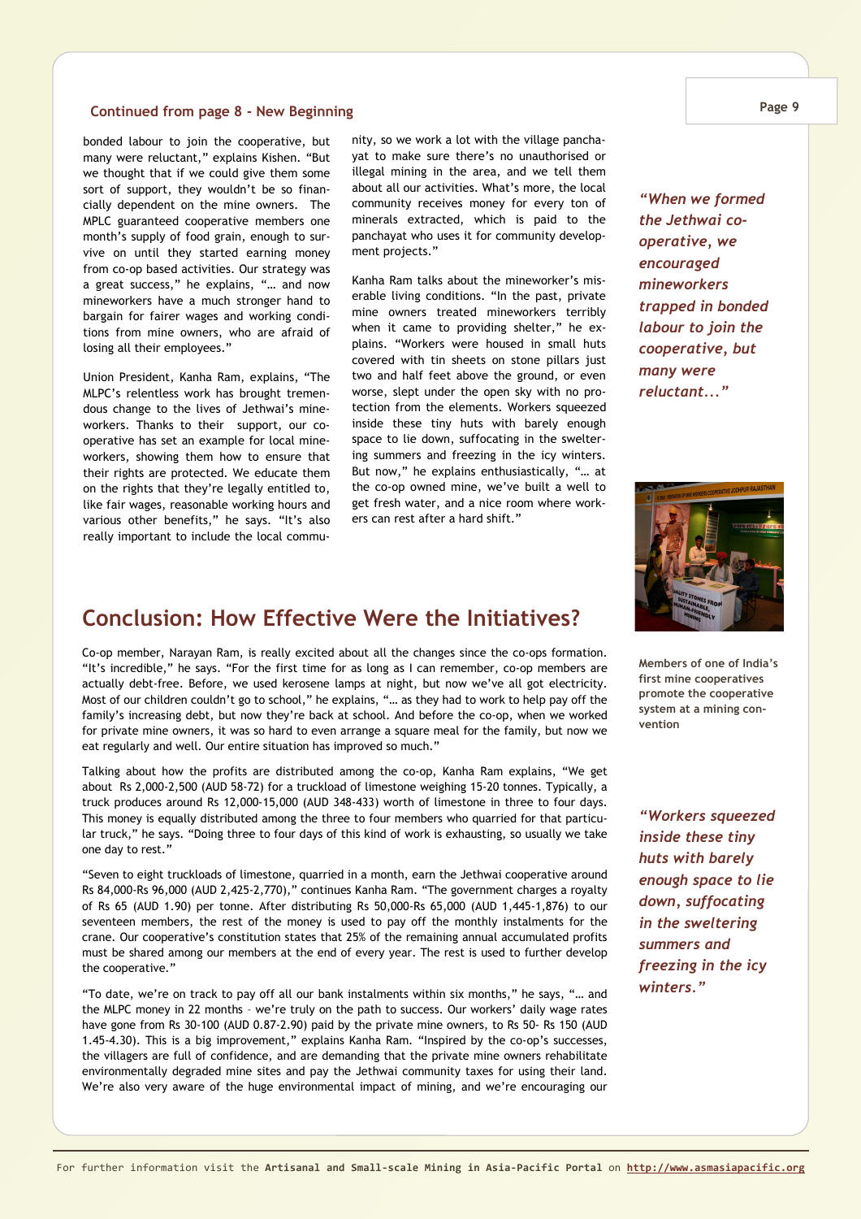**Continued from page 8 - New Beginning**

bonded labour to join the cooperative, but many were reluctant," explains Kishen. "But we thought that if we could give them some sort of support, they wouldn't be so financially dependent on the mine owners. The MPLC guaranteed cooperative members one month's supply of food grain, enough to survive on until they started earning money from co-op based activities. Our strategy was a great success," he explains, "… and now mineworkers have a much stronger hand to bargain for fairer wages and working conditions from mine owners, who are afraid of losing all their employees."

Union President, Kanha Ram, explains, "The MLPC's relentless work has brought tremendous change to the lives of Jethwai's mineworkers. Thanks to their support, our cooperative has set an example for local mineworkers, showing them how to ensure that their rights are protected. We educate them on the rights that they're legally entitled to, like fair wages, reasonable working hours and various other benefits," he says. "It's also really important to include the local community, so we work a lot with the village panchayat to make sure there's no unauthorised or illegal mining in the area, and we tell them about all our activities. What's more, the local community receives money for every ton of minerals extracted, which is paid to the panchayat who uses it for community development projects."

Kanha Ram talks about the mineworker's miserable living conditions. "In the past, private mine owners treated mineworkers terribly when it came to providing shelter," he explains. "Workers were housed in small huts covered with tin sheets on stone pillars just two and half feet above the ground, or even worse, slept under the open sky with no protection from the elements. Workers squeezed inside these tiny huts with barely enough space to lie down, suffocating in the sweltering summers and freezing in the icy winters. But now," he explains enthusiastically, "… at the co-op owned mine, we've built a well to get fresh water, and a nice room where workers can rest after a hard shift."

*"When we formed the Jethwai co-operative, we encouraged mineworkers trapped in bonded labour to join the cooperative, but many were reluctant..."*

Members of one of India's first mine cooperatives promote the cooperative system at a mining convention

*"Workers squeezed inside these tiny huts with barely enough space to lie down, suffocating in the sweltering summers and freezing in the icy winters."*

## Conclusion: How Effective Were the Initiatives?

Co-op member, Narayan Ram, is really excited about all the changes since the co-ops formation. "It's incredible," he says. "For the first time for as long as I can remember, co-op members are actually debt-free. Before, we used kerosene lamps at night, but now we've all got electricity. Most of our children couldn't go to school," he explains, "… as they had to work to help pay off the family's increasing debt, but now they're back at school. And before the co-op, when we worked for private mine owners, it was so hard to even arrange a square meal for the family, but now we eat regularly and well. Our entire situation has improved so much."

Talking about how the profits are distributed among the co-op, Kanha Ram explains, "We get about Rs 2,000-2,500 (AUD 58-72) for a truckload of limestone weighing 15-20 tonnes. Typically, a truck produces around Rs 12,000-15,000 (AUD 348-433) worth of limestone in three to four days. This money is equally distributed among the three to four members who quarried for that particular truck," he says. "Doing three to four days of this kind of work is exhausting, so usually we take one day to rest."

"Seven to eight truckloads of limestone, quarried in a month, earn the Jethwai cooperative around Rs 84,000-Rs 96,000 (AUD 2,425-2,770)," continues Kanha Ram. "The government charges a royalty of Rs 65 (AUD 1.90) per tonne. After distributing Rs 50,000-Rs 65,000 (AUD 1,445-1,876) to our seventeen members, the rest of the money is used to pay off the monthly instalments for the crane. Our cooperative's constitution states that 25% of the remaining annual accumulated profits must be shared among our members at the end of every year. The rest is used to further develop the cooperative."

"To date, we're on track to pay off all our bank instalments within six months," he says, "… and the MLPC money in 22 months – we're truly on the path to success. Our workers' daily wage rates have gone from Rs 30-100 (AUD 0.87-2.90) paid by the private mine owners, to Rs 50- Rs 150 (AUD 1.45-4.30). This is a big improvement," explains Kanha Ram. "Inspired by the co-op's successes, the villagers are full of confidence, and are demanding that the private mine owners rehabilitate environmentally degraded mine sites and pay the Jethwai community taxes for using their land. We're also very aware of the huge environmental impact of mining, and we're encouraging our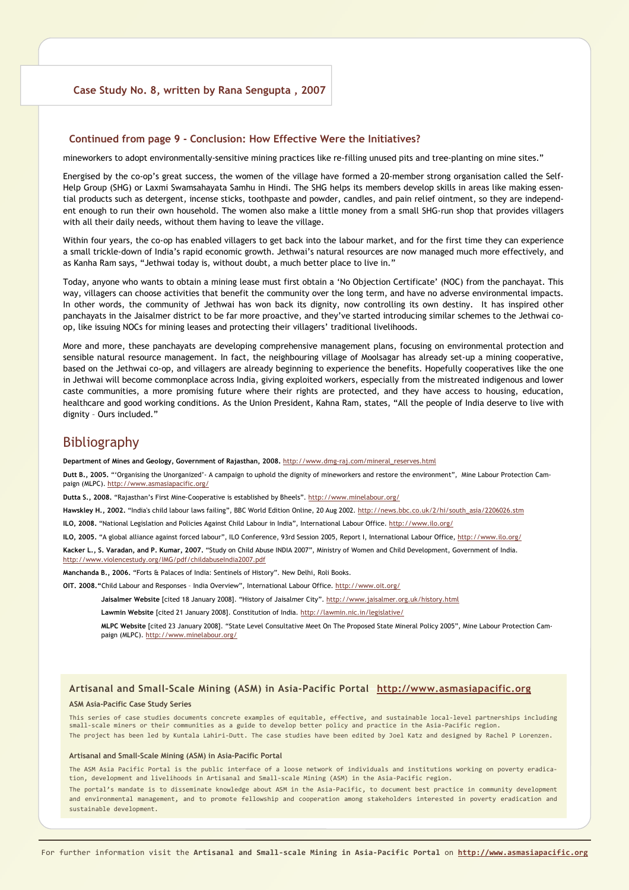Case Study No. 8, written by Rana Sengupta , 2007

### Continued from page 9 - Conclusion: How Effective Were the Initiatives?

mineworkers to adopt environmentally-sensitive mining practices like re-filling unused pits and tree-planting on mine sites."

Energised by the co-op's great success, the women of the village have formed a 20-member strong organisation called the Self-Help Group (SHG) or Laxmi Swamsahayata Samhu in Hindi. The SHG helps its members develop skills in areas like making essential products such as detergent, incense sticks, toothpaste and powder, candles, and pain relief ointment, so they are independent enough to run their own household. The women also make a little money from a small SHG-run shop that provides villagers with all their daily needs, without them having to leave the village.

Within four years, the co-op has enabled villagers to get back into the labour market, and for the first time they can experience a small trickle-down of India's rapid economic growth. Jethwai's natural resources are now managed much more effectively, and as Kanha Ram says, "Jethwai today is, without doubt, a much better place to live in."

Today, anyone who wants to obtain a mining lease must first obtain a 'No Objection Certificate' (NOC) from the panchayat. This way, villagers can choose activities that benefit the community over the long term, and have no adverse environmental impacts. In other words, the community of Jethwai has won back its dignity, now controlling its own destiny. It has inspired other panchayats in the Jaisalmer district to be far more proactive, and they've started introducing similar schemes to the Jethwai co-op, like issuing NOCs for mining leases and protecting their villagers' traditional livelihoods.

More and more, these panchayats are developing comprehensive management plans, focusing on environmental protection and sensible natural resource management. In fact, the neighbouring village of Moolsagar has already set-up a mining cooperative, based on the Jethwai co-op, and villagers are already beginning to experience the benefits. Hopefully cooperatives like the one in Jethwai will become commonplace across India, giving exploited workers, especially from the mistreated indigenous and lower caste communities, a more promising future where their rights are protected, and they have access to housing, education, healthcare and good working conditions. As the Union President, Kahna Ram, states, "All the people of India deserve to live with dignity – Ours included."

## Bibliography

**Department of Mines and Geology, Government of Rajasthan, 2008.** http://www.dmg-raj.com/mineral_reserves.html

**Dutt B., 2005.** "'Organising the Unorganized'- A campaign to uphold the dignity of mineworkers and restore the environment", Mine Labour Protection Campaign (MLPC). http://www.asmasiapacific.org/

**Dutta S., 2008.** "Rajasthan's First Mine-Cooperative is established by Bheels". http://www.minelabour.org/

**Hawskley H., 2002.** "India's child labour laws failing", BBC World Edition Online, 20 Aug 2002. http://news.bbc.co.uk/2/hi/south_asia/2206026.stm

**ILO, 2008.** "National Legislation and Policies Against Child Labour in India", International Labour Office. http://www.ilo.org/

**ILO, 2005.** "A global alliance against forced labour", ILO Conference, 93rd Session 2005, Report I, International Labour Office, http://www.ilo.org/

**Kacker L., S. Varadan, and P. Kumar, 2007.** "Study on Child Abuse INDIA 2007", Ministry of Women and Child Development, Government of India. http://www.violencestudy.org/IMG/pdf/childabuseIndia2007.pdf

**Manchanda B., 2006.** "Forts & Palaces of India: Sentinels of History". New Delhi, Roli Books.

**OIT. 2008.** "Child Labour and Responses – India Overview", International Labour Office. http://www.oit.org/

**Jaisalmer Website** [cited 18 January 2008]. "History of Jaisalmer City". http://www.jaisalmer.org.uk/history.html

**Lawmin Website** [cited 21 January 2008]. Constitution of India. http://lawmin.nic.in/legislative/

**MLPC Website** [cited 23 January 2008]. "State Level Consultative Meet On The Proposed State Mineral Policy 2005", Mine Labour Protection Campaign (MLPC). http://www.minelabour.org/

### Artisanal and Small-Scale Mining (ASM) in Asia-Pacific Portal http://www.asmasiapacific.org

**ASM Asia-Pacific Case Study Series**

This series of case studies documents concrete examples of equitable, effective, and sustainable local-level partnerships including small-scale miners or their communities as a guide to develop better policy and practice in the Asia-Pacific region.

The project has been led by Kuntala Lahiri-Dutt. The case studies have been edited by Joel Katz and designed by Rachel P Lorenzen.

**Artisanal and Small-Scale Mining (ASM) in Asia-Pacific Portal**

The ASM Asia Pacific Portal is the public interface of a loose network of individuals and institutions working on poverty eradication, development and livelihoods in Artisanal and Small-scale Mining (ASM) in the Asia-Pacific region.

The portal's mandate is to disseminate knowledge about ASM in the Asia-Pacific, to document best practice in community development and environmental management, and to promote fellowship and cooperation among stakeholders interested in poverty eradication and sustainable development.